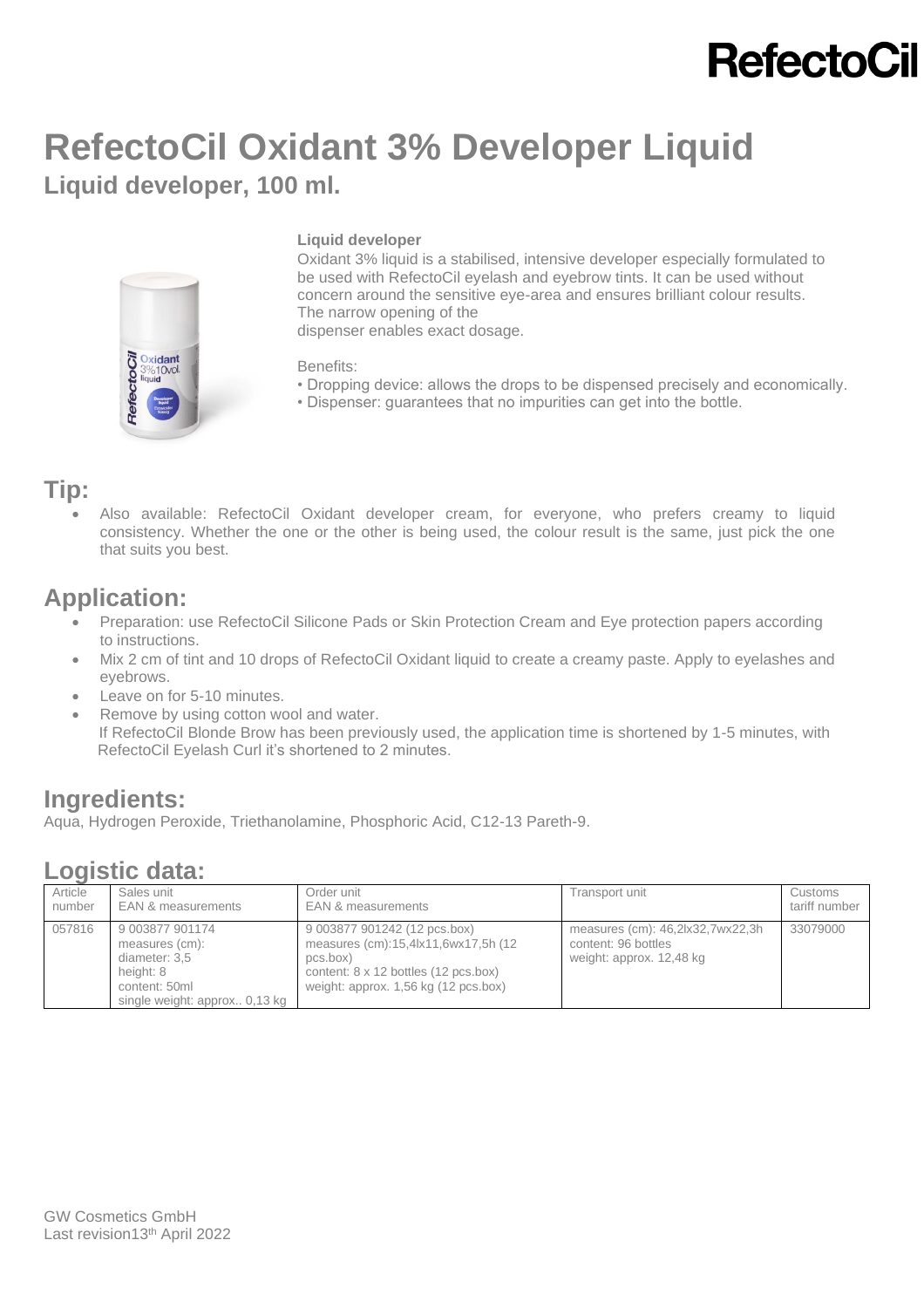# RefectoCil Oxidant 3% Developer Liquid

## Liquid developer, 100 ml.

**Liquid developer**

Oxidant 3% liquid is a stabilised, intensive developer especially formulated to be used with RefectoCil eyelash and eyebrow tints. It can be used without concern around the sensitive eye-area and ensures brilliant colour results. The narrow opening of the
dispenser enables exact dosage.

Benefits:

• Dropping device: allows the drops to be dispensed precisely and economically.
• Dispenser: guarantees that no impurities can get into the bottle.

## Tip:

- Also available: RefectoCil Oxidant developer cream, for everyone, who prefers creamy to liquid consistency. Whether the one or the other is being used, the colour result is the same, just pick the one that suits you best.

## Application:

- Preparation: use RefectoCil Silicone Pads or Skin Protection Cream and Eye protection papers according to instructions.
- Mix 2 cm of tint and 10 drops of RefectoCil Oxidant liquid to create a creamy paste. Apply to eyelashes and eyebrows.
- Leave on for 5-10 minutes.
- Remove by using cotton wool and water.
  If RefectoCil Blonde Brow has been previously used, the application time is shortened by 1-5 minutes, with RefectoCil Eyelash Curl it's shortened to 2 minutes.

## Ingredients:

Aqua, Hydrogen Peroxide, Triethanolamine, Phosphoric Acid, C12-13 Pareth-9.

## Logistic data:

| Article number | Sales unit EAN & measurements | Order unit EAN & measurements | Transport unit | Customs tariff number |
|---|---|---|---|---|
| 057816 | 9 003877 901174<br>measures (cm):<br>diameter: 3,5<br>height: 8<br>content: 50ml<br>single weight: approx.. 0,13 kg | 9 003877 901242 (12 pcs.box)<br>measures (cm):15,4lx11,6wx17,5h (12 pcs.box)<br>content: 8 x 12 bottles (12 pcs.box)<br>weight: approx. 1,56 kg (12 pcs.box) | measures (cm): 46,2lx32,7wx22,3h<br>content: 96 bottles<br>weight: approx. 12,48 kg | 33079000 |

GW Cosmetics GmbH
Last revision13th April 2022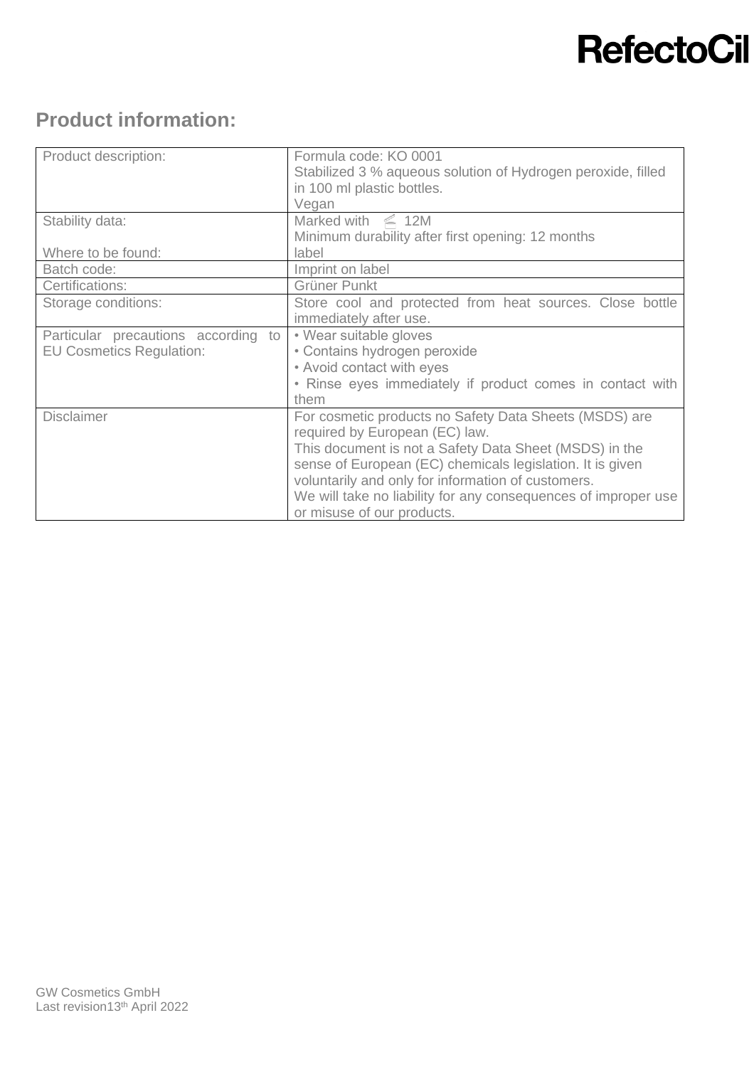## Product information:

| Product description: | Formula code: KO 0001<br>Stabilized 3 % aqueous solution of Hydrogen peroxide, filled in 100 ml plastic bottles.<br>Vegan |
|---|---|
| Stability data:<br><br>Where to be found: | Marked with ⩽ 12M<br>Minimum durability after first opening: 12 months<br>label |
| Batch code: | Imprint on label |
| Certifications: | Grüner Punkt |
| Storage conditions: | Store cool and protected from heat sources. Close bottle immediately after use. |
| Particular precautions according to EU Cosmetics Regulation: | • Wear suitable gloves<br>• Contains hydrogen peroxide<br>• Avoid contact with eyes<br>• Rinse eyes immediately if product comes in contact with them |
| Disclaimer | For cosmetic products no Safety Data Sheets (MSDS) are required by European (EC) law.<br>This document is not a Safety Data Sheet (MSDS) in the sense of European (EC) chemicals legislation. It is given voluntarily and only for information of customers.<br>We will take no liability for any consequences of improper use or misuse of our products. |

GW Cosmetics GmbH
Last revision13th April 2022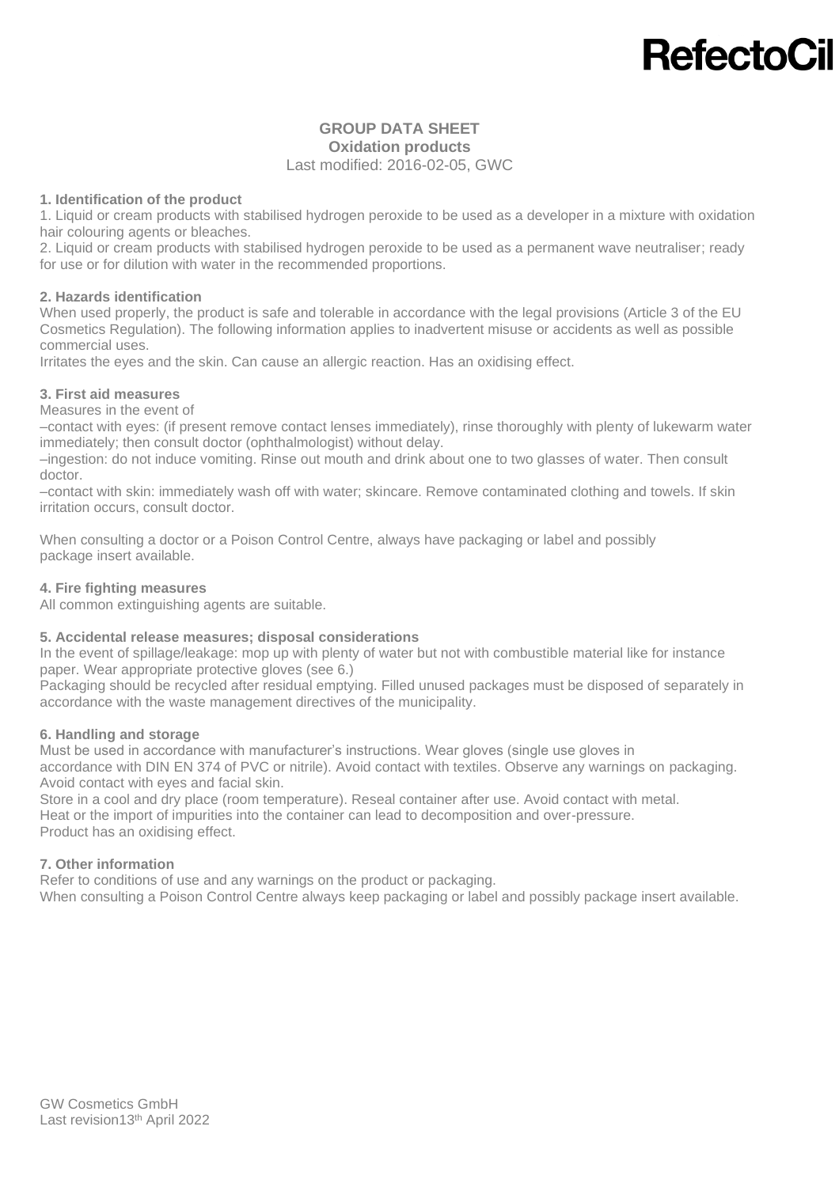RefectoCil

**GROUP DATA SHEET**
**Oxidation products**
Last modified: 2016-02-05, GWC

**1. Identification of the product**

1. Liquid or cream products with stabilised hydrogen peroxide to be used as a developer in a mixture with oxidation hair colouring agents or bleaches.
2. Liquid or cream products with stabilised hydrogen peroxide to be used as a permanent wave neutraliser; ready for use or for dilution with water in the recommended proportions.

**2. Hazards identification**

When used properly, the product is safe and tolerable in accordance with the legal provisions (Article 3 of the EU Cosmetics Regulation). The following information applies to inadvertent misuse or accidents as well as possible commercial uses.
Irritates the eyes and the skin. Can cause an allergic reaction. Has an oxidising effect.

**3. First aid measures**

Measures in the event of
–contact with eyes: (if present remove contact lenses immediately), rinse thoroughly with plenty of lukewarm water immediately; then consult doctor (ophthalmologist) without delay.
–ingestion: do not induce vomiting. Rinse out mouth and drink about one to two glasses of water. Then consult doctor.
–contact with skin: immediately wash off with water; skincare. Remove contaminated clothing and towels. If skin irritation occurs, consult doctor.

When consulting a doctor or a Poison Control Centre, always have packaging or label and possibly package insert available.

**4. Fire fighting measures**

All common extinguishing agents are suitable.

**5. Accidental release measures; disposal considerations**

In the event of spillage/leakage: mop up with plenty of water but not with combustible material like for instance paper. Wear appropriate protective gloves (see 6.)
Packaging should be recycled after residual emptying. Filled unused packages must be disposed of separately in accordance with the waste management directives of the municipality.

**6. Handling and storage**

Must be used in accordance with manufacturer's instructions. Wear gloves (single use gloves in accordance with DIN EN 374 of PVC or nitrile). Avoid contact with textiles. Observe any warnings on packaging. Avoid contact with eyes and facial skin.
Store in a cool and dry place (room temperature). Reseal container after use. Avoid contact with metal.
Heat or the import of impurities into the container can lead to decomposition and over-pressure.
Product has an oxidising effect.

**7. Other information**

Refer to conditions of use and any warnings on the product or packaging.
When consulting a Poison Control Centre always keep packaging or label and possibly package insert available.

GW Cosmetics GmbH
Last revision13th April 2022